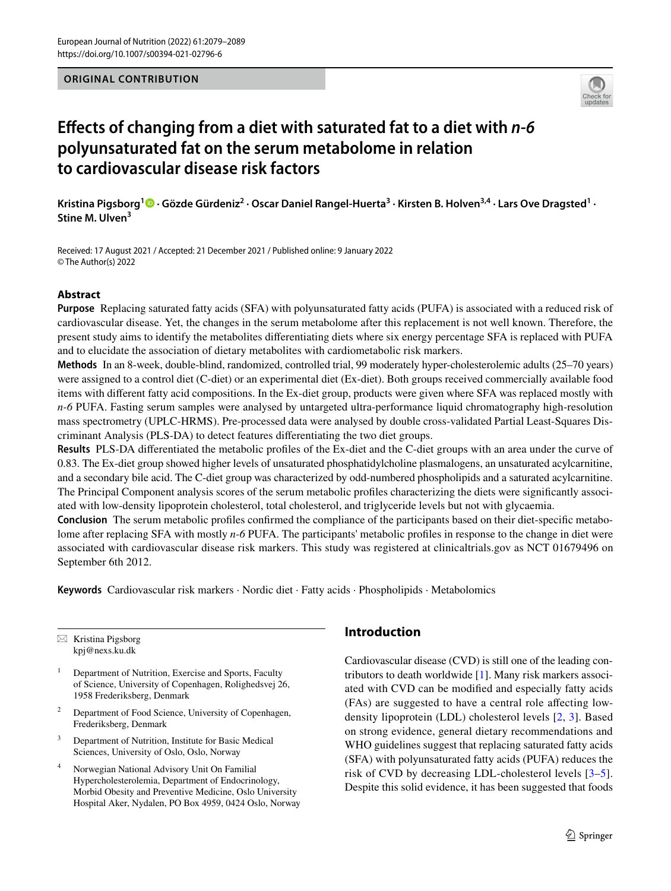ORIGINAL CONTRIBUTION

# Effects of changing from a diet with saturated fat to a diet with *n-6* polyunsaturated fat on the serum metabolome in relation to cardiovascular disease risk factors

**Kristina Pigsborg[1] · Gözde Gürdeniz[2] · Oscar Daniel Rangel-Huerta[3] · Kirsten B. Holven[3,4] · Lars Ove Dragsted[1] · Stine M. Ulven[3]**

Received: 17 August 2021 / Accepted: 21 December 2021 / Published online: 9 January 2022
© The Author(s) 2022

## Abstract

**Purpose** Replacing saturated fatty acids (SFA) with polyunsaturated fatty acids (PUFA) is associated with a reduced risk of cardiovascular disease. Yet, the changes in the serum metabolome after this replacement is not well known. Therefore, the present study aims to identify the metabolites differentiating diets where six energy percentage SFA is replaced with PUFA and to elucidate the association of dietary metabolites with cardiometabolic risk markers.

**Methods** In an 8-week, double-blind, randomized, controlled trial, 99 moderately hyper-cholesterolemic adults (25–70 years) were assigned to a control diet (C-diet) or an experimental diet (Ex-diet). Both groups received commercially available food items with different fatty acid compositions. In the Ex-diet group, products were given where SFA was replaced mostly with *n-6* PUFA. Fasting serum samples were analysed by untargeted ultra-performance liquid chromatography high-resolution mass spectrometry (UPLC-HRMS). Pre-processed data were analysed by double cross-validated Partial Least-Squares Discriminant Analysis (PLS-DA) to detect features differentiating the two diet groups.

**Results** PLS-DA differentiated the metabolic profiles of the Ex-diet and the C-diet groups with an area under the curve of 0.83. The Ex-diet group showed higher levels of unsaturated phosphatidylcholine plasmalogens, an unsaturated acylcarnitine, and a secondary bile acid. The C-diet group was characterized by odd-numbered phospholipids and a saturated acylcarnitine. The Principal Component analysis scores of the serum metabolic profiles characterizing the diets were significantly associated with low-density lipoprotein cholesterol, total cholesterol, and triglyceride levels but not with glycaemia.

**Conclusion** The serum metabolic profiles confirmed the compliance of the participants based on their diet-specific metabolome after replacing SFA with mostly *n-6* PUFA. The participants' metabolic profiles in response to the change in diet were associated with cardiovascular disease risk markers. This study was registered at clinicaltrials.gov as NCT 01679496 on September 6th 2012.

**Keywords** Cardiovascular risk markers · Nordic diet · Fatty acids · Phospholipids · Metabolomics

✉ Kristina Pigsborg
kpj@nexs.ku.dk

[1] Department of Nutrition, Exercise and Sports, Faculty of Science, University of Copenhagen, Rolighedsvej 26, 1958 Frederiksberg, Denmark

[2] Department of Food Science, University of Copenhagen, Frederiksberg, Denmark

[3] Department of Nutrition, Institute for Basic Medical Sciences, University of Oslo, Oslo, Norway

[4] Norwegian National Advisory Unit On Familial Hypercholesterolemia, Department of Endocrinology, Morbid Obesity and Preventive Medicine, Oslo University Hospital Aker, Nydalen, PO Box 4959, 0424 Oslo, Norway

## Introduction

Cardiovascular disease (CVD) is still one of the leading contributors to death worldwide [1]. Many risk markers associated with CVD can be modified and especially fatty acids (FAs) are suggested to have a central role affecting low-density lipoprotein (LDL) cholesterol levels [2, 3]. Based on strong evidence, general dietary recommendations and WHO guidelines suggest that replacing saturated fatty acids (SFA) with polyunsaturated fatty acids (PUFA) reduces the risk of CVD by decreasing LDL-cholesterol levels [3–5]. Despite this solid evidence, it has been suggested that foods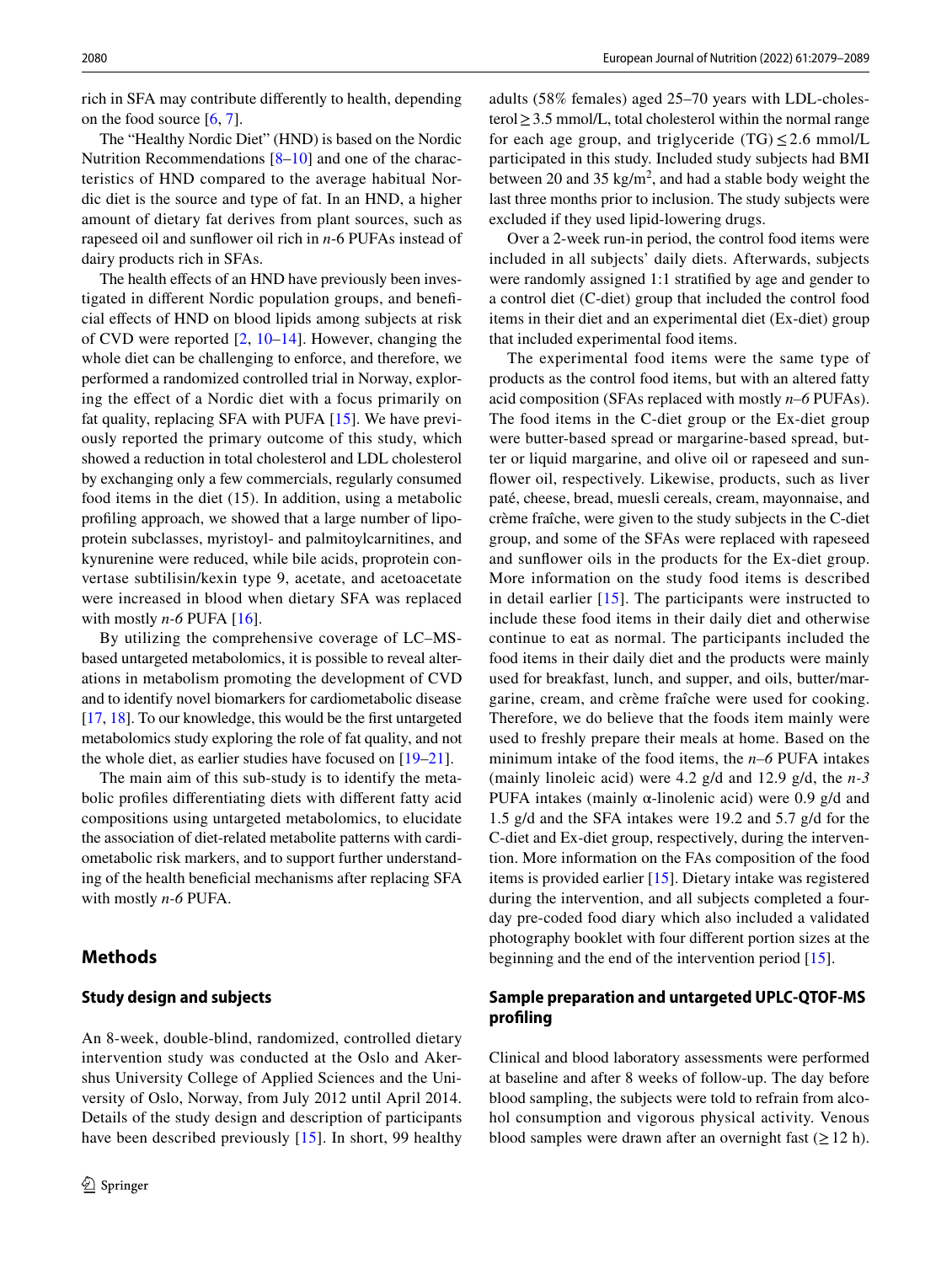rich in SFA may contribute differently to health, depending on the food source [6, 7].

The "Healthy Nordic Diet" (HND) is based on the Nordic Nutrition Recommendations [8–10] and one of the characteristics of HND compared to the average habitual Nordic diet is the source and type of fat. In an HND, a higher amount of dietary fat derives from plant sources, such as rapeseed oil and sunflower oil rich in *n*-6 PUFAs instead of dairy products rich in SFAs.

The health effects of an HND have previously been investigated in different Nordic population groups, and beneficial effects of HND on blood lipids among subjects at risk of CVD were reported [2, 10–14]. However, changing the whole diet can be challenging to enforce, and therefore, we performed a randomized controlled trial in Norway, exploring the effect of a Nordic diet with a focus primarily on fat quality, replacing SFA with PUFA [15]. We have previously reported the primary outcome of this study, which showed a reduction in total cholesterol and LDL cholesterol by exchanging only a few commercials, regularly consumed food items in the diet (15). In addition, using a metabolic profiling approach, we showed that a large number of lipoprotein subclasses, myristoyl- and palmitoylcarnitines, and kynurenine were reduced, while bile acids, proprotein convertase subtilisin/kexin type 9, acetate, and acetoacetate were increased in blood when dietary SFA was replaced with mostly *n-6* PUFA [16].

By utilizing the comprehensive coverage of LC–MS-based untargeted metabolomics, it is possible to reveal alterations in metabolism promoting the development of CVD and to identify novel biomarkers for cardiometabolic disease [17, 18]. To our knowledge, this would be the first untargeted metabolomics study exploring the role of fat quality, and not the whole diet, as earlier studies have focused on [19–21].

The main aim of this sub-study is to identify the metabolic profiles differentiating diets with different fatty acid compositions using untargeted metabolomics, to elucidate the association of diet-related metabolite patterns with cardiometabolic risk markers, and to support further understanding of the health beneficial mechanisms after replacing SFA with mostly *n-6* PUFA.

## Methods

### Study design and subjects

An 8-week, double-blind, randomized, controlled dietary intervention study was conducted at the Oslo and Akershus University College of Applied Sciences and the University of Oslo, Norway, from July 2012 until April 2014. Details of the study design and description of participants have been described previously [15]. In short, 99 healthy adults (58% females) aged 25–70 years with LDL-cholesterol ≥ 3.5 mmol/L, total cholesterol within the normal range for each age group, and triglyceride (TG) ≤ 2.6 mmol/L participated in this study. Included study subjects had BMI between 20 and 35 kg/m$^2$, and had a stable body weight the last three months prior to inclusion. The study subjects were excluded if they used lipid-lowering drugs.

Over a 2-week run-in period, the control food items were included in all subjects' daily diets. Afterwards, subjects were randomly assigned 1:1 stratified by age and gender to a control diet (C-diet) group that included the control food items in their diet and an experimental diet (Ex-diet) group that included experimental food items.

The experimental food items were the same type of products as the control food items, but with an altered fatty acid composition (SFAs replaced with mostly *n–6* PUFAs). The food items in the C-diet group or the Ex-diet group were butter-based spread or margarine-based spread, butter or liquid margarine, and olive oil or rapeseed and sunflower oil, respectively. Likewise, products, such as liver paté, cheese, bread, muesli cereals, cream, mayonnaise, and crème fraîche, were given to the study subjects in the C-diet group, and some of the SFAs were replaced with rapeseed and sunflower oils in the products for the Ex-diet group. More information on the study food items is described in detail earlier [15]. The participants were instructed to include these food items in their daily diet and otherwise continue to eat as normal. The participants included the food items in their daily diet and the products were mainly used for breakfast, lunch, and supper, and oils, butter/margarine, cream, and crème fraîche were used for cooking. Therefore, we do believe that the foods item mainly were used to freshly prepare their meals at home. Based on the minimum intake of the food items, the *n–6* PUFA intakes (mainly linoleic acid) were 4.2 g/d and 12.9 g/d, the *n-3* PUFA intakes (mainly α-linolenic acid) were 0.9 g/d and 1.5 g/d and the SFA intakes were 19.2 and 5.7 g/d for the C-diet and Ex-diet group, respectively, during the intervention. More information on the FAs composition of the food items is provided earlier [15]. Dietary intake was registered during the intervention, and all subjects completed a four-day pre-coded food diary which also included a validated photography booklet with four different portion sizes at the beginning and the end of the intervention period [15].

### Sample preparation and untargeted UPLC-QTOF-MS profiling

Clinical and blood laboratory assessments were performed at baseline and after 8 weeks of follow-up. The day before blood sampling, the subjects were told to refrain from alcohol consumption and vigorous physical activity. Venous blood samples were drawn after an overnight fast (≥ 12 h).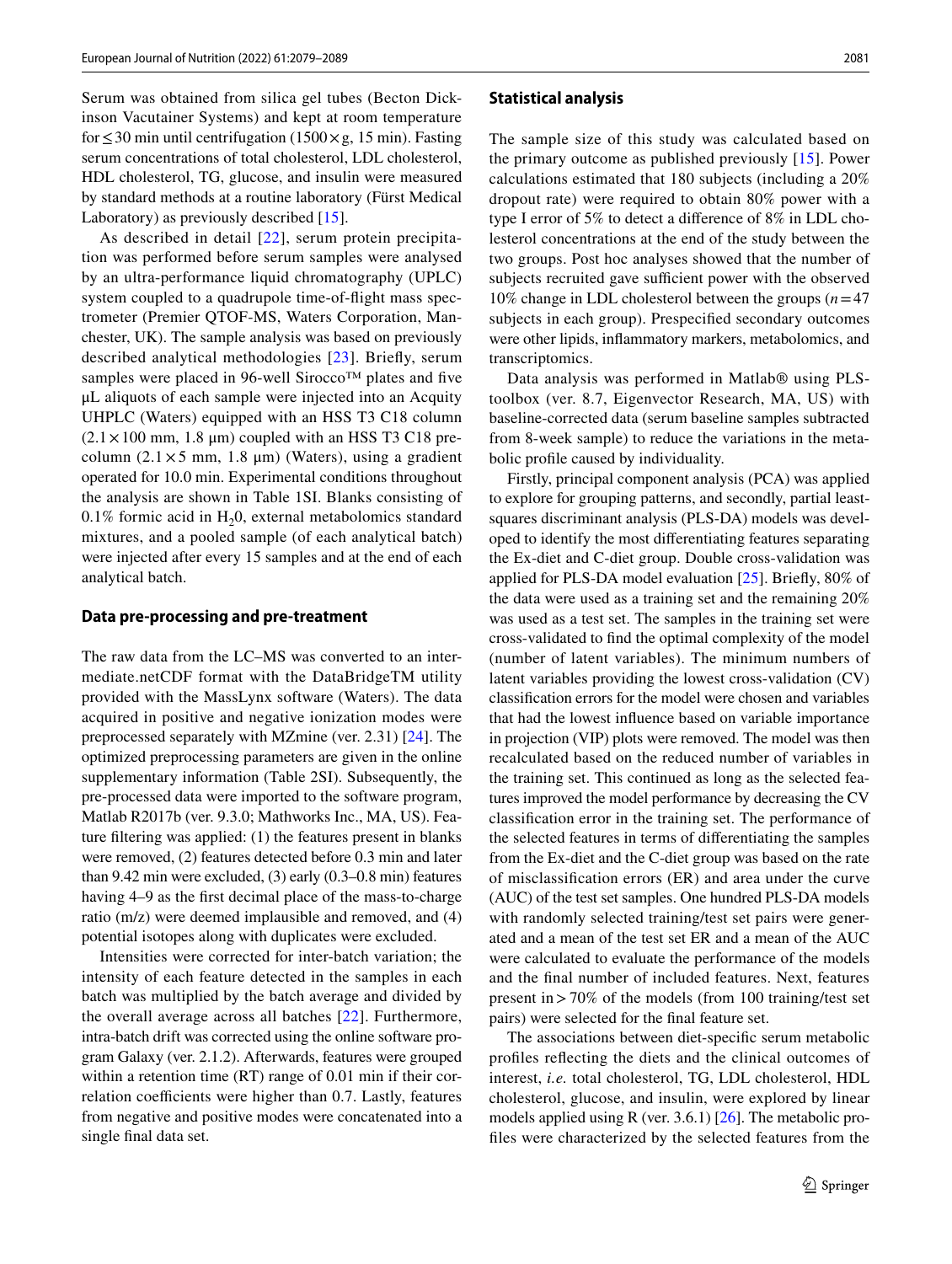Serum was obtained from silica gel tubes (Becton Dickinson Vacutainer Systems) and kept at room temperature for ≤ 30 min until centrifugation (1500 × g, 15 min). Fasting serum concentrations of total cholesterol, LDL cholesterol, HDL cholesterol, TG, glucose, and insulin were measured by standard methods at a routine laboratory (Fürst Medical Laboratory) as previously described [15].

As described in detail [22], serum protein precipitation was performed before serum samples were analysed by an ultra-performance liquid chromatography (UPLC) system coupled to a quadrupole time-of-flight mass spectrometer (Premier QTOF-MS, Waters Corporation, Manchester, UK). The sample analysis was based on previously described analytical methodologies [23]. Briefly, serum samples were placed in 96-well Sirocco™ plates and five µL aliquots of each sample were injected into an Acquity UHPLC (Waters) equipped with an HSS T3 C18 column (2.1 × 100 mm, 1.8 µm) coupled with an HSS T3 C18 precolumn (2.1 × 5 mm, 1.8 µm) (Waters), using a gradient operated for 10.0 min. Experimental conditions throughout the analysis are shown in Table 1SI. Blanks consisting of 0.1% formic acid in $H_20$, external metabolomics standard mixtures, and a pooled sample (of each analytical batch) were injected after every 15 samples and at the end of each analytical batch.

### Data pre-processing and pre-treatment

The raw data from the LC–MS was converted to an intermediate.netCDF format with the DataBridgeTM utility provided with the MassLynx software (Waters). The data acquired in positive and negative ionization modes were preprocessed separately with MZmine (ver. 2.31) [24]. The optimized preprocessing parameters are given in the online supplementary information (Table 2SI). Subsequently, the pre-processed data were imported to the software program, Matlab R2017b (ver. 9.3.0; Mathworks Inc., MA, US). Feature filtering was applied: (1) the features present in blanks were removed, (2) features detected before 0.3 min and later than 9.42 min were excluded, (3) early (0.3–0.8 min) features having 4–9 as the first decimal place of the mass-to-charge ratio (m/z) were deemed implausible and removed, and (4) potential isotopes along with duplicates were excluded.

Intensities were corrected for inter-batch variation; the intensity of each feature detected in the samples in each batch was multiplied by the batch average and divided by the overall average across all batches [22]. Furthermore, intra-batch drift was corrected using the online software program Galaxy (ver. 2.1.2). Afterwards, features were grouped within a retention time (RT) range of 0.01 min if their correlation coefficients were higher than 0.7. Lastly, features from negative and positive modes were concatenated into a single final data set.

### Statistical analysis

The sample size of this study was calculated based on the primary outcome as published previously [15]. Power calculations estimated that 180 subjects (including a 20% dropout rate) were required to obtain 80% power with a type I error of 5% to detect a difference of 8% in LDL cholesterol concentrations at the end of the study between the two groups. Post hoc analyses showed that the number of subjects recruited gave sufficient power with the observed 10% change in LDL cholesterol between the groups ($n = 47$ subjects in each group). Prespecified secondary outcomes were other lipids, inflammatory markers, metabolomics, and transcriptomics.

Data analysis was performed in Matlab® using PLS-toolbox (ver. 8.7, Eigenvector Research, MA, US) with baseline-corrected data (serum baseline samples subtracted from 8-week sample) to reduce the variations in the metabolic profile caused by individuality.

Firstly, principal component analysis (PCA) was applied to explore for grouping patterns, and secondly, partial least-squares discriminant analysis (PLS-DA) models was developed to identify the most differentiating features separating the Ex-diet and C-diet group. Double cross-validation was applied for PLS-DA model evaluation [25]. Briefly, 80% of the data were used as a training set and the remaining 20% was used as a test set. The samples in the training set were cross-validated to find the optimal complexity of the model (number of latent variables). The minimum numbers of latent variables providing the lowest cross-validation (CV) classification errors for the model were chosen and variables that had the lowest influence based on variable importance in projection (VIP) plots were removed. The model was then recalculated based on the reduced number of variables in the training set. This continued as long as the selected features improved the model performance by decreasing the CV classification error in the training set. The performance of the selected features in terms of differentiating the samples from the Ex-diet and the C-diet group was based on the rate of misclassification errors (ER) and area under the curve (AUC) of the test set samples. One hundred PLS-DA models with randomly selected training/test set pairs were generated and a mean of the test set ER and a mean of the AUC were calculated to evaluate the performance of the models and the final number of included features. Next, features present in > 70% of the models (from 100 training/test set pairs) were selected for the final feature set.

The associations between diet-specific serum metabolic profiles reflecting the diets and the clinical outcomes of interest, *i.e.* total cholesterol, TG, LDL cholesterol, HDL cholesterol, glucose, and insulin, were explored by linear models applied using R (ver. 3.6.1) [26]. The metabolic profiles were characterized by the selected features from the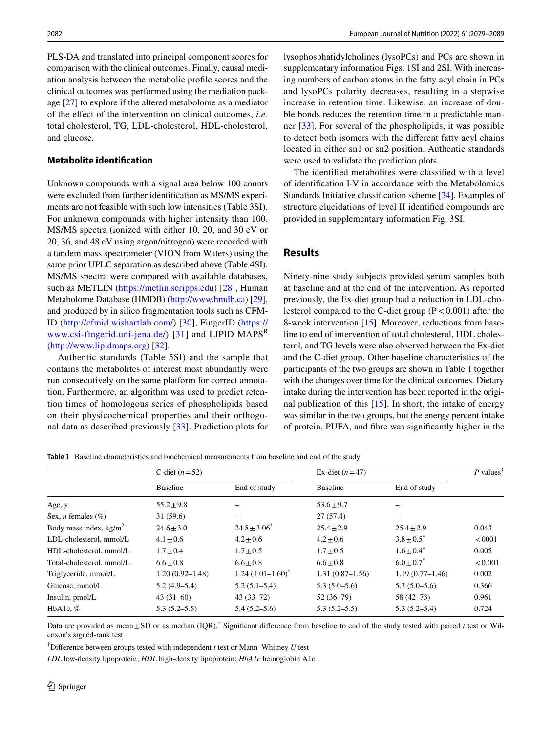PLS-DA and translated into principal component scores for comparison with the clinical outcomes. Finally, causal mediation analysis between the metabolic profile scores and the clinical outcomes was performed using the mediation package [27] to explore if the altered metabolome as a mediator of the effect of the intervention on clinical outcomes, *i.e.* total cholesterol, TG, LDL-cholesterol, HDL-cholesterol, and glucose.

### Metabolite identification

Unknown compounds with a signal area below 100 counts were excluded from further identification as MS/MS experiments are not feasible with such low intensities (Table 3SI). For unknown compounds with higher intensity than 100, MS/MS spectra (ionized with either 10, 20, and 30 eV or 20, 36, and 48 eV using argon/nitrogen) were recorded with a tandem mass spectrometer (VION from Waters) using the same prior UPLC separation as described above (Table 4SI). MS/MS spectra were compared with available databases, such as METLIN (https://metlin.scripps.edu) [28], Human Metabolome Database (HMDB) (http://www.hmdb.ca) [29], and produced by in silico fragmentation tools such as CFM-ID (http://cfmid.wishartlab.com/) [30], FingerID (https://www.csi-fingerid.uni-jena.de/) [31] and LIPID MAPS[R] (http://www.lipidmaps.org) [32].

Authentic standards (Table 5SI) and the sample that contains the metabolites of interest most abundantly were run consecutively on the same platform for correct annotation. Furthermore, an algorithm was used to predict retention times of homologous series of phospholipids based on their physicochemical properties and their orthogonal data as described previously [33]. Prediction plots for lysophosphatidylcholines (lysoPCs) and PCs are shown in supplementary information Figs. 1SI and 2SI. With increasing numbers of carbon atoms in the fatty acyl chain in PCs and lysoPCs polarity decreases, resulting in a stepwise increase in retention time. Likewise, an increase of double bonds reduces the retention time in a predictable manner [33]. For several of the phospholipids, it was possible to detect both isomers with the different fatty acyl chains located in either sn1 or sn2 position. Authentic standards were used to validate the prediction plots.

The identified metabolites were classified with a level of identification I-V in accordance with the Metabolomics Standards Initiative classification scheme [34]. Examples of structure elucidations of level II identified compounds are provided in supplementary information Fig. 3SI.

## Results

Ninety-nine study subjects provided serum samples both at baseline and at the end of the intervention. As reported previously, the Ex-diet group had a reduction in LDL-cholesterol compared to the C-diet group ($P < 0.001$) after the 8-week intervention [15]. Moreover, reductions from baseline to end of intervention of total cholesterol, HDL cholesterol, and TG levels were also observed between the Ex-diet and the C-diet group. Other baseline characteristics of the participants of the two groups are shown in Table 1 together with the changes over time for the clinical outcomes. Dietary intake during the intervention has been reported in the original publication of this [15]. In short, the intake of energy was similar in the two groups, but the energy percent intake of protein, PUFA, and fibre was significantly higher in the

**Table 1** Baseline characteristics and biochemical measurements from baseline and end of the study

| | C-diet ($n=52$) | | Ex-diet ($n=47$) | | $P$ values[†] |
|---|---|---|---|---|---|
| | Baseline | End of study | Baseline | End of study | |
| Age, y | 55.2 ± 9.8 | – | 53.6 ± 9.7 | – | |
| Sex, *n* females (%) | 31 (59.6) | – | 27 (57.4) | – | |
| Body mass index, kg/m$^2$ | 24.6 ± 3.0 | 24.8 ± 3.06[*] | 25.4 ± 2.9 | 25.4 ± 2.9 | 0.043 |
| LDL-cholesterol, mmol/L | 4.1 ± 0.6 | 4.2 ± 0.6 | 4.2 ± 0.6 | 3.8 ± 0.5[*] | < 0001 |
| HDL-cholesterol, mmol/L | 1.7 ± 0.4 | 1.7 ± 0.5 | 1.7 ± 0.5 | 1.6 ± 0.4[*] | 0.005 |
| Total-cholesterol, mmol/L | 6.6 ± 0.8 | 6.6 ± 0.8 | 6.6 ± 0.8 | 6.0 ± 0.7[*] | < 0.001 |
| Triglyceride, mmol/L | 1.20 (0.92–1.48) | 1.24 (1.01–1.60)[*] | 1.31 (0.87–1.56) | 1.19 (0.77–1.46) | 0.002 |
| Glucose, mmol/L | 5.2 (4.9–5.4) | 5.2 (5.1–5.4) | 5.3 (5.0–5.6) | 5.3 (5.0–5.6) | 0.366 |
| Insulin, pmol/L | 43 (31–60) | 43 (33–72) | 52 (36–79) | 58 (42–73) | 0.961 |
| HbA1c, % | 5.3 (5.2–5.5) | 5.4 (5.2–5.6) | 5.3 (5.2–5.5) | 5.3 (5.2–5.4) | 0.724 |

Data are provided as mean ± SD or as median (IQR).[*] Significant difference from baseline to end of the study tested with paired *t* test or Wilcoxon's signed-rank test

[†]Difference between groups tested with independent *t* test or Mann–Whitney *U* test

*LDL* low-density lipoprotein; *HDL* high-density lipoprotein; *HbA1c* hemoglobin A1c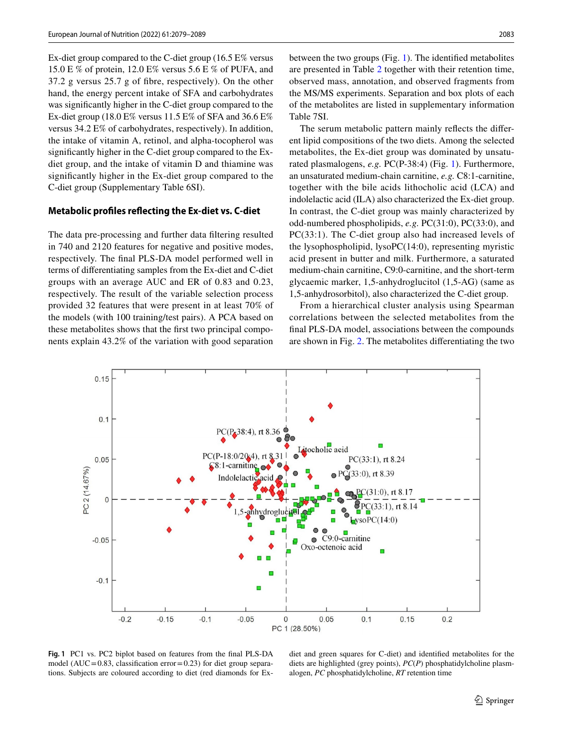Ex-diet group compared to the C-diet group (16.5 E% versus 15.0 E % of protein, 12.0 E% versus 5.6 E % of PUFA, and 37.2 g versus 25.7 g of fibre, respectively). On the other hand, the energy percent intake of SFA and carbohydrates was significantly higher in the C-diet group compared to the Ex-diet group (18.0 E% versus 11.5 E% of SFA and 36.6 E% versus 34.2 E% of carbohydrates, respectively). In addition, the intake of vitamin A, retinol, and alpha-tocopherol was significantly higher in the C-diet group compared to the Ex-diet group, and the intake of vitamin D and thiamine was significantly higher in the Ex-diet group compared to the C-diet group (Supplementary Table 6SI).

### Metabolic profiles reflecting the Ex-diet vs. C-diet

The data pre-processing and further data filtering resulted in 740 and 2120 features for negative and positive modes, respectively. The final PLS-DA model performed well in terms of differentiating samples from the Ex-diet and C-diet groups with an average AUC and ER of 0.83 and 0.23, respectively. The result of the variable selection process provided 32 features that were present in at least 70% of the models (with 100 training/test pairs). A PCA based on these metabolites shows that the first two principal components explain 43.2% of the variation with good separation between the two groups (Fig. 1). The identified metabolites are presented in Table 2 together with their retention time, observed mass, annotation, and observed fragments from the MS/MS experiments. Separation and box plots of each of the metabolites are listed in supplementary information Table 7SI.

The serum metabolic pattern mainly reflects the different lipid compositions of the two diets. Among the selected metabolites, the Ex-diet group was dominated by unsaturated plasmalogens, *e.g.* PC(P-38:4) (Fig. 1). Furthermore, an unsaturated medium-chain carnitine, *e.g.* C8:1-carnitine, together with the bile acids lithocholic acid (LCA) and indolelactic acid (ILA) also characterized the Ex-diet group. In contrast, the C-diet group was mainly characterized by odd-numbered phospholipids, *e.g.* PC(31:0), PC(33:0), and PC(33:1). The C-diet group also had increased levels of the lysophospholipid, lysoPC(14:0), representing myristic acid present in butter and milk. Furthermore, a saturated medium-chain carnitine, C9:0-carnitine, and the short-term glycaemic marker, 1,5-anhydroglucitol (1,5-AG) (same as 1,5-anhydrosorbitol), also characterized the C-diet group.

From a hierarchical cluster analysis using Spearman correlations between the selected metabolites from the final PLS-DA model, associations between the compounds are shown in Fig. 2. The metabolites differentiating the two

**Fig. 1** PC1 vs. PC2 biplot based on features from the final PLS-DA model (AUC = 0.83, classification error = 0.23) for diet group separations. Subjects are coloured according to diet (red diamonds for Ex-diet and green squares for C-diet) and identified metabolites for the diets are highlighted (grey points), *PC*(*P*) phosphatidylcholine plasmalogen, *PC* phosphatidylcholine, *RT* retention time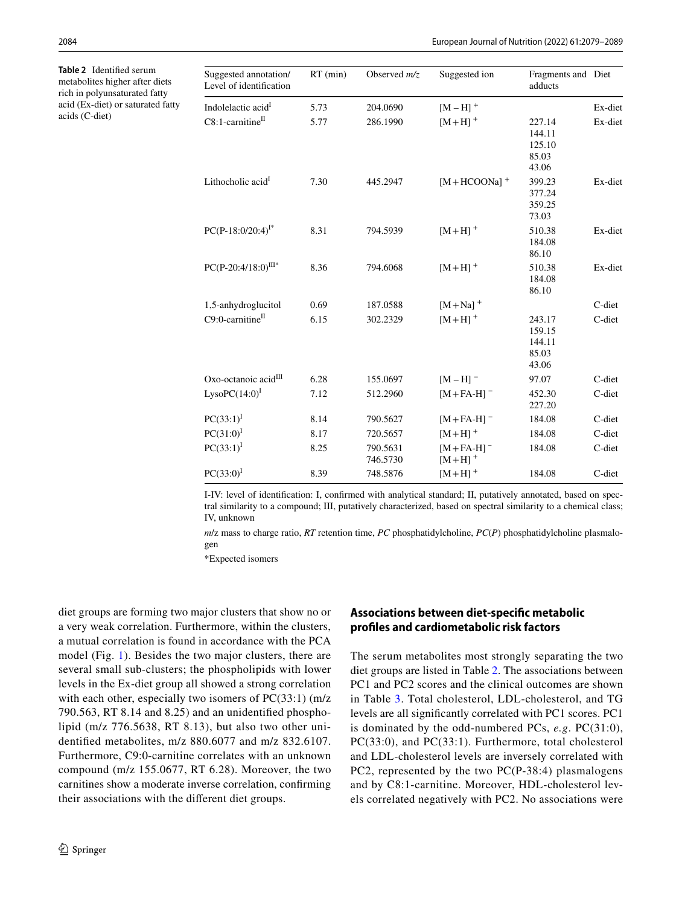**Table 2** Identified serum metabolites higher after diets rich in polyunsaturated fatty acid (Ex-diet) or saturated fatty acids (C-diet)

| Suggested annotation/ Level of identification | RT (min) | Observed *m/z* | Suggested ion | Fragments and adducts | Diet |
|---|---|---|---|---|---|
| Indolelactic acid[I] | 5.73 | 204.0690 | $[M-H]^+$ | | Ex-diet |
| C8:1-carnitine[II] | 5.77 | 286.1990 | $[M+H]^+$ | 227.14<br>144.11<br>125.10<br>85.03<br>43.06 | Ex-diet |
| Lithocholic acid[I] | 7.30 | 445.2947 | $[M+HCOONa]^+$ | 399.23<br>377.24<br>359.25<br>73.03 | Ex-diet |
| PC(P-18:0/20:4)[I*] | 8.31 | 794.5939 | $[M+H]^+$ | 510.38<br>184.08<br>86.10 | Ex-diet |
| PC(P-20:4/18:0)[III*] | 8.36 | 794.6068 | $[M+H]^+$ | 510.38<br>184.08<br>86.10 | Ex-diet |
| 1,5-anhydroglucitol | 0.69 | 187.0588 | $[M+Na]^+$ | | C-diet |
| C9:0-carnitine[II] | 6.15 | 302.2329 | $[M+H]^+$ | 243.17<br>159.15<br>144.11<br>85.03<br>43.06 | C-diet |
| Oxo-octanoic acid[III] | 6.28 | 155.0697 | $[M-H]^-$ | 97.07 | C-diet |
| LysoPC(14:0)[I] | 7.12 | 512.2960 | $[M+FA-H]^-$ | 452.30<br>227.20 | C-diet |
| PC(33:1)[I] | 8.14 | 790.5627 | $[M+FA-H]^-$ | 184.08 | C-diet |
| PC(31:0)[I] | 8.17 | 720.5657 | $[M+H]^+$ | 184.08 | C-diet |
| PC(33:1)[I] | 8.25 | 790.5631<br>746.5730 | $[M+FA-H]^-$<br>$[M+H]^+$ | 184.08 | C-diet |
| PC(33:0)[I] | 8.39 | 748.5876 | $[M+H]^+$ | 184.08 | C-diet |

I-IV: level of identification: I, confirmed with analytical standard; II, putatively annotated, based on spectral similarity to a compound; III, putatively characterized, based on spectral similarity to a chemical class; IV, unknown

*m*/z mass to charge ratio, *RT* retention time, *PC* phosphatidylcholine, *PC*(*P*) phosphatidylcholine plasmalogen

*Expected isomers

diet groups are forming two major clusters that show no or a very weak correlation. Furthermore, within the clusters, a mutual correlation is found in accordance with the PCA model (Fig. 1). Besides the two major clusters, there are several small sub-clusters; the phospholipids with lower levels in the Ex-diet group all showed a strong correlation with each other, especially two isomers of PC(33:1) (m/z 790.563, RT 8.14 and 8.25) and an unidentified phospholipid (m/z 776.5638, RT 8.13), but also two other unidentified metabolites, m/z 880.6077 and m/z 832.6107. Furthermore, C9:0-carnitine correlates with an unknown compound (m/z 155.0677, RT 6.28). Moreover, the two carnitines show a moderate inverse correlation, confirming their associations with the different diet groups.

## Associations between diet-specific metabolic profiles and cardiometabolic risk factors

The serum metabolites most strongly separating the two diet groups are listed in Table 2. The associations between PC1 and PC2 scores and the clinical outcomes are shown in Table 3. Total cholesterol, LDL-cholesterol, and TG levels are all significantly correlated with PC1 scores. PC1 is dominated by the odd-numbered PCs, *e.g.* PC(31:0), PC(33:0), and PC(33:1). Furthermore, total cholesterol and LDL-cholesterol levels are inversely correlated with PC2, represented by the two PC(P-38:4) plasmalogens and by C8:1-carnitine. Moreover, HDL-cholesterol levels correlated negatively with PC2. No associations were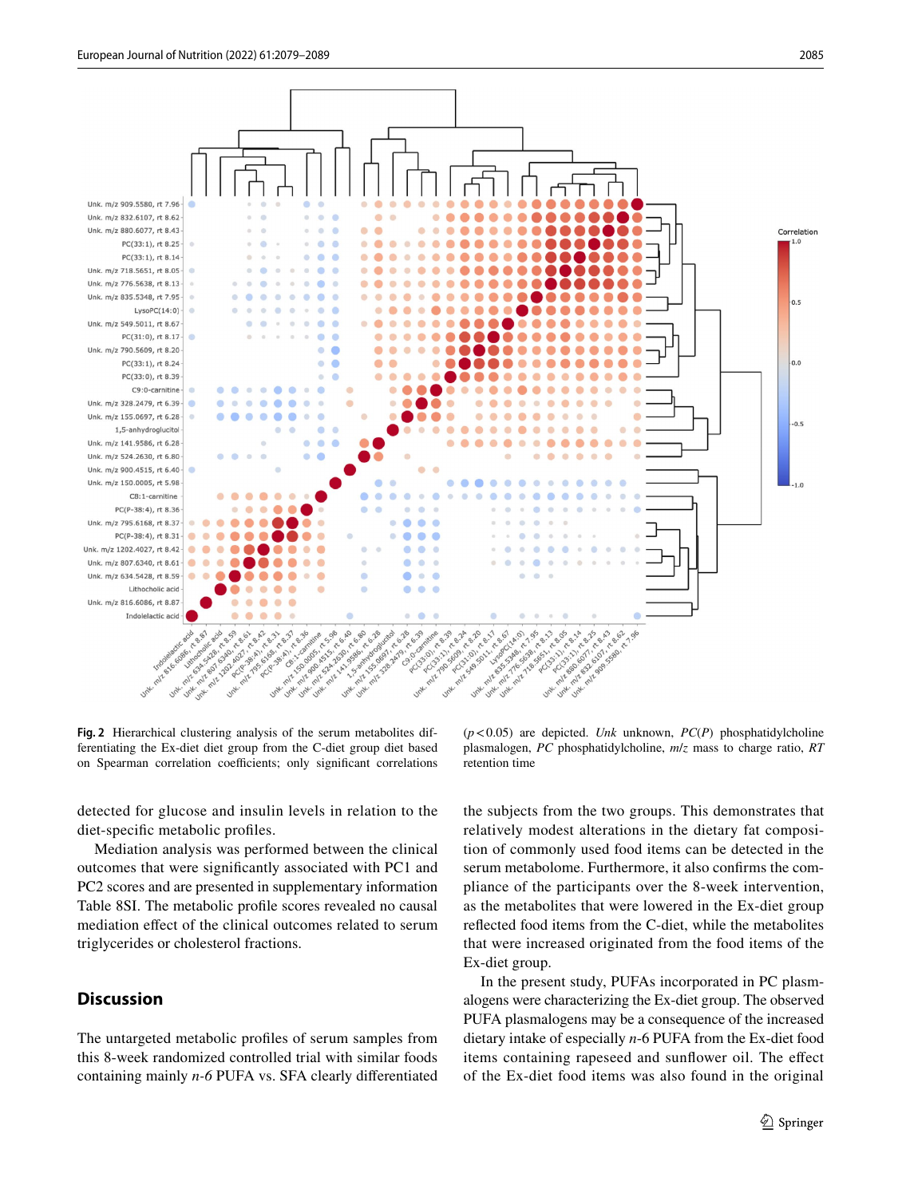**Fig. 2** Hierarchical clustering analysis of the serum metabolites differentiating the Ex-diet diet group from the C-diet group diet based on Spearman correlation coefficients; only significant correlations ($p < 0.05$) are depicted. *Unk* unknown, *PC*(*P*) phosphatidylcholine plasmalogen, *PC* phosphatidylcholine, *m*/*z* mass to charge ratio, *RT* retention time

detected for glucose and insulin levels in relation to the diet-specific metabolic profiles.

Mediation analysis was performed between the clinical outcomes that were significantly associated with PC1 and PC2 scores and are presented in supplementary information Table 8SI. The metabolic profile scores revealed no causal mediation effect of the clinical outcomes related to serum triglycerides or cholesterol fractions.

## Discussion

The untargeted metabolic profiles of serum samples from this 8-week randomized controlled trial with similar foods containing mainly *n-6* PUFA vs. SFA clearly differentiated the subjects from the two groups. This demonstrates that relatively modest alterations in the dietary fat composition of commonly used food items can be detected in the serum metabolome. Furthermore, it also confirms the compliance of the participants over the 8-week intervention, as the metabolites that were lowered in the Ex-diet group reflected food items from the C-diet, while the metabolites that were increased originated from the food items of the Ex-diet group.

In the present study, PUFAs incorporated in PC plasmalogens were characterizing the Ex-diet group. The observed PUFA plasmalogens may be a consequence of the increased dietary intake of especially *n*-6 PUFA from the Ex-diet food items containing rapeseed and sunflower oil. The effect of the Ex-diet food items was also found in the original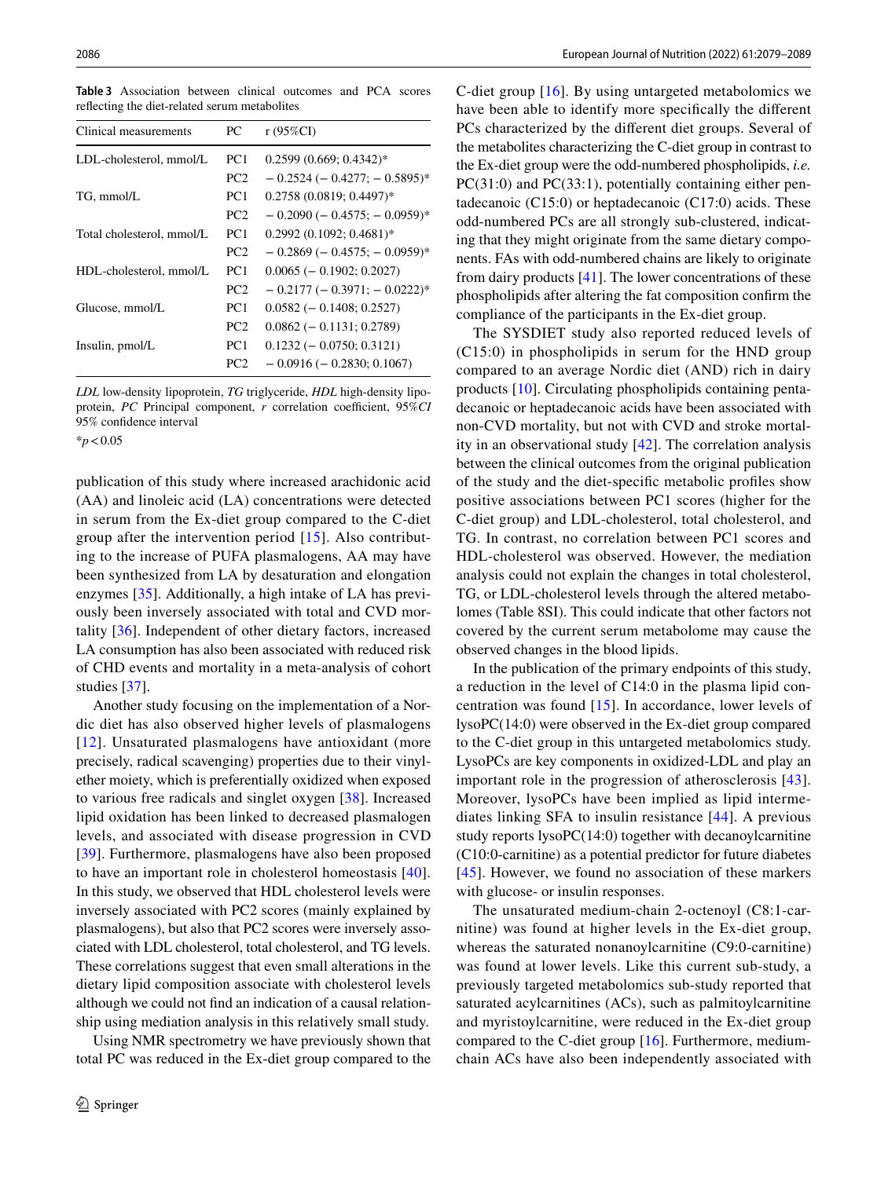**Table 3** Association between clinical outcomes and PCA scores reflecting the diet-related serum metabolites

| Clinical measurements | PC | r (95%CI) |
|---|---|---|
| LDL-cholesterol, mmol/L | PC1 | 0.2599 (0.669; 0.4342)* |
| | PC2 | − 0.2524 (− 0.4277; − 0.5895)* |
| TG, mmol/L | PC1 | 0.2758 (0.0819; 0.4497)* |
| | PC2 | − 0.2090 (− 0.4575; − 0.0959)* |
| Total cholesterol, mmol/L | PC1 | 0.2992 (0.1092; 0.4681)* |
| | PC2 | − 0.2869 (− 0.4575; − 0.0959)* |
| HDL-cholesterol, mmol/L | PC1 | 0.0065 (− 0.1902; 0.2027) |
| | PC2 | − 0.2177 (− 0.3971; − 0.0222)* |
| Glucose, mmol/L | PC1 | 0.0582 (− 0.1408; 0.2527) |
| | PC2 | 0.0862 (− 0.1131; 0.2789) |
| Insulin, pmol/L | PC1 | 0.1232 (− 0.0750; 0.3121) |
| | PC2 | − 0.0916 (− 0.2830; 0.1067) |

*LDL* low-density lipoprotein, *TG* triglyceride, *HDL* high-density lipoprotein, *PC* Principal component, *r* correlation coefficient, 95%*CI* 95% confidence interval

*$p < 0.05$

publication of this study where increased arachidonic acid (AA) and linoleic acid (LA) concentrations were detected in serum from the Ex-diet group compared to the C-diet group after the intervention period [15]. Also contributing to the increase of PUFA plasmalogens, AA may have been synthesized from LA by desaturation and elongation enzymes [35]. Additionally, a high intake of LA has previously been inversely associated with total and CVD mortality [36]. Independent of other dietary factors, increased LA consumption has also been associated with reduced risk of CHD events and mortality in a meta-analysis of cohort studies [37].

Another study focusing on the implementation of a Nordic diet has also observed higher levels of plasmalogens [12]. Unsaturated plasmalogens have antioxidant (more precisely, radical scavenging) properties due to their vinyl-ether moiety, which is preferentially oxidized when exposed to various free radicals and singlet oxygen [38]. Increased lipid oxidation has been linked to decreased plasmalogen levels, and associated with disease progression in CVD [39]. Furthermore, plasmalogens have also been proposed to have an important role in cholesterol homeostasis [40]. In this study, we observed that HDL cholesterol levels were inversely associated with PC2 scores (mainly explained by plasmalogens), but also that PC2 scores were inversely associated with LDL cholesterol, total cholesterol, and TG levels. These correlations suggest that even small alterations in the dietary lipid composition associate with cholesterol levels although we could not find an indication of a causal relationship using mediation analysis in this relatively small study.

Using NMR spectrometry we have previously shown that total PC was reduced in the Ex-diet group compared to the C-diet group [16]. By using untargeted metabolomics we have been able to identify more specifically the different PCs characterized by the different diet groups. Several of the metabolites characterizing the C-diet group in contrast to the Ex-diet group were the odd-numbered phospholipids, *i.e.* PC(31:0) and PC(33:1), potentially containing either pentadecanoic (C15:0) or heptadecanoic (C17:0) acids. These odd-numbered PCs are all strongly sub-clustered, indicating that they might originate from the same dietary components. FAs with odd-numbered chains are likely to originate from dairy products [41]. The lower concentrations of these phospholipids after altering the fat composition confirm the compliance of the participants in the Ex-diet group.

The SYSDIET study also reported reduced levels of (C15:0) in phospholipids in serum for the HND group compared to an average Nordic diet (AND) rich in dairy products [10]. Circulating phospholipids containing pentadecanoic or heptadecanoic acids have been associated with non-CVD mortality, but not with CVD and stroke mortality in an observational study [42]. The correlation analysis between the clinical outcomes from the original publication of the study and the diet-specific metabolic profiles show positive associations between PC1 scores (higher for the C-diet group) and LDL-cholesterol, total cholesterol, and TG. In contrast, no correlation between PC1 scores and HDL-cholesterol was observed. However, the mediation analysis could not explain the changes in total cholesterol, TG, or LDL-cholesterol levels through the altered metabolomes (Table 8SI). This could indicate that other factors not covered by the current serum metabolome may cause the observed changes in the blood lipids.

In the publication of the primary endpoints of this study, a reduction in the level of C14:0 in the plasma lipid concentration was found [15]. In accordance, lower levels of lysoPC(14:0) were observed in the Ex-diet group compared to the C-diet group in this untargeted metabolomics study. LysoPCs are key components in oxidized-LDL and play an important role in the progression of atherosclerosis [43]. Moreover, lysoPCs have been implied as lipid intermediates linking SFA to insulin resistance [44]. A previous study reports lysoPC(14:0) together with decanoylcarnitine (C10:0-carnitine) as a potential predictor for future diabetes [45]. However, we found no association of these markers with glucose- or insulin responses.

The unsaturated medium-chain 2-octenoyl (C8:1-carnitine) was found at higher levels in the Ex-diet group, whereas the saturated nonanoylcarnitine (C9:0-carnitine) was found at lower levels. Like this current sub-study, a previously targeted metabolomics sub-study reported that saturated acylcarnitines (ACs), such as palmitoylcarnitine and myristoylcarnitine, were reduced in the Ex-diet group compared to the C-diet group [16]. Furthermore, medium-chain ACs have also been independently associated with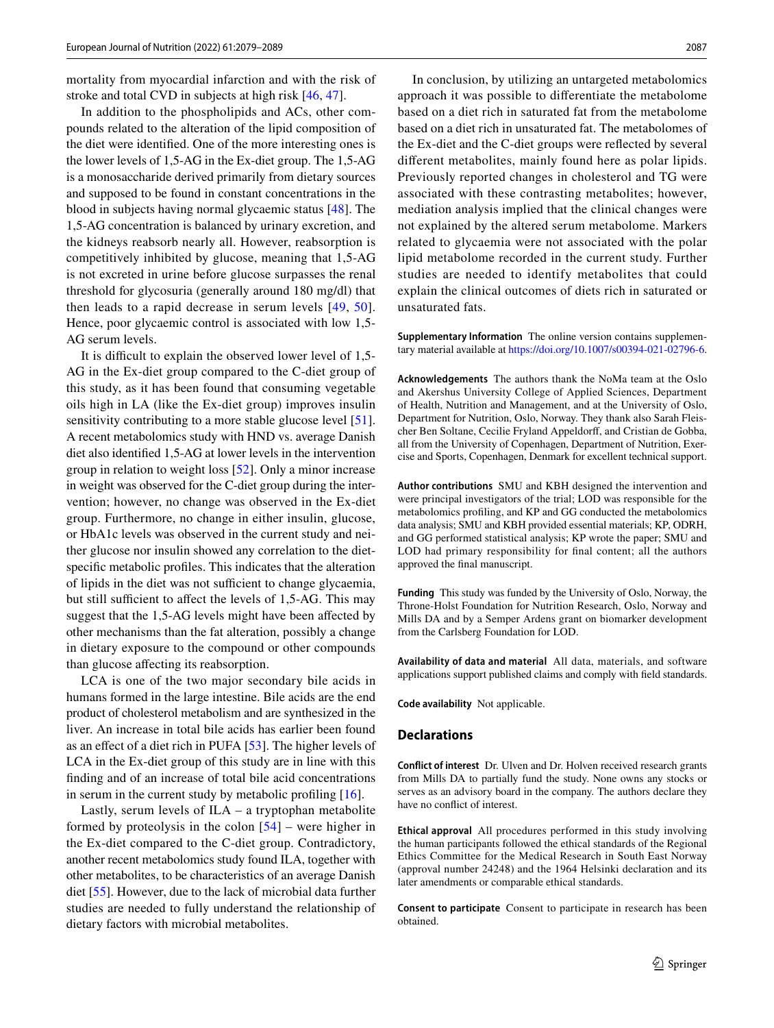mortality from myocardial infarction and with the risk of stroke and total CVD in subjects at high risk [46, 47].

In addition to the phospholipids and ACs, other compounds related to the alteration of the lipid composition of the diet were identified. One of the more interesting ones is the lower levels of 1,5-AG in the Ex-diet group. The 1,5-AG is a monosaccharide derived primarily from dietary sources and supposed to be found in constant concentrations in the blood in subjects having normal glycaemic status [48]. The 1,5-AG concentration is balanced by urinary excretion, and the kidneys reabsorb nearly all. However, reabsorption is competitively inhibited by glucose, meaning that 1,5-AG is not excreted in urine before glucose surpasses the renal threshold for glycosuria (generally around 180 mg/dl) that then leads to a rapid decrease in serum levels [49, 50]. Hence, poor glycaemic control is associated with low 1,5-AG serum levels.

It is difficult to explain the observed lower level of 1,5-AG in the Ex-diet group compared to the C-diet group of this study, as it has been found that consuming vegetable oils high in LA (like the Ex-diet group) improves insulin sensitivity contributing to a more stable glucose level [51]. A recent metabolomics study with HND vs. average Danish diet also identified 1,5-AG at lower levels in the intervention group in relation to weight loss [52]. Only a minor increase in weight was observed for the C-diet group during the intervention; however, no change was observed in the Ex-diet group. Furthermore, no change in either insulin, glucose, or HbA1c levels was observed in the current study and neither glucose nor insulin showed any correlation to the diet-specific metabolic profiles. This indicates that the alteration of lipids in the diet was not sufficient to change glycaemia, but still sufficient to affect the levels of 1,5-AG. This may suggest that the 1,5-AG levels might have been affected by other mechanisms than the fat alteration, possibly a change in dietary exposure to the compound or other compounds than glucose affecting its reabsorption.

LCA is one of the two major secondary bile acids in humans formed in the large intestine. Bile acids are the end product of cholesterol metabolism and are synthesized in the liver. An increase in total bile acids has earlier been found as an effect of a diet rich in PUFA [53]. The higher levels of LCA in the Ex-diet group of this study are in line with this finding and of an increase of total bile acid concentrations in serum in the current study by metabolic profiling [16].

Lastly, serum levels of ILA – a tryptophan metabolite formed by proteolysis in the colon [54] – were higher in the Ex-diet compared to the C-diet group. Contradictory, another recent metabolomics study found ILA, together with other metabolites, to be characteristics of an average Danish diet [55]. However, due to the lack of microbial data further studies are needed to fully understand the relationship of dietary factors with microbial metabolites.

In conclusion, by utilizing an untargeted metabolomics approach it was possible to differentiate the metabolome based on a diet rich in saturated fat from the metabolome based on a diet rich in unsaturated fat. The metabolomes of the Ex-diet and the C-diet groups were reflected by several different metabolites, mainly found here as polar lipids. Previously reported changes in cholesterol and TG were associated with these contrasting metabolites; however, mediation analysis implied that the clinical changes were not explained by the altered serum metabolome. Markers related to glycaemia were not associated with the polar lipid metabolome recorded in the current study. Further studies are needed to identify metabolites that could explain the clinical outcomes of diets rich in saturated or unsaturated fats.

**Supplementary Information** The online version contains supplementary material available at https://doi.org/10.1007/s00394-021-02796-6.

**Acknowledgements** The authors thank the NoMa team at the Oslo and Akershus University College of Applied Sciences, Department of Health, Nutrition and Management, and at the University of Oslo, Department for Nutrition, Oslo, Norway. They thank also Sarah Fleischer Ben Soltane, Cecilie Fryland Appeldorff, and Cristian de Gobba, all from the University of Copenhagen, Department of Nutrition, Exercise and Sports, Copenhagen, Denmark for excellent technical support.

**Author contributions** SMU and KBH designed the intervention and were principal investigators of the trial; LOD was responsible for the metabolomics profiling, and KP and GG conducted the metabolomics data analysis; SMU and KBH provided essential materials; KP, ODRH, and GG performed statistical analysis; KP wrote the paper; SMU and LOD had primary responsibility for final content; all the authors approved the final manuscript.

**Funding** This study was funded by the University of Oslo, Norway, the Throne-Holst Foundation for Nutrition Research, Oslo, Norway and Mills DA and by a Semper Ardens grant on biomarker development from the Carlsberg Foundation for LOD.

**Availability of data and material** All data, materials, and software applications support published claims and comply with field standards.

**Code availability** Not applicable.

## Declarations

**Conflict of interest** Dr. Ulven and Dr. Holven received research grants from Mills DA to partially fund the study. None owns any stocks or serves as an advisory board in the company. The authors declare they have no conflict of interest.

**Ethical approval** All procedures performed in this study involving the human participants followed the ethical standards of the Regional Ethics Committee for the Medical Research in South East Norway (approval number 24248) and the 1964 Helsinki declaration and its later amendments or comparable ethical standards.

**Consent to participate** Consent to participate in research has been obtained.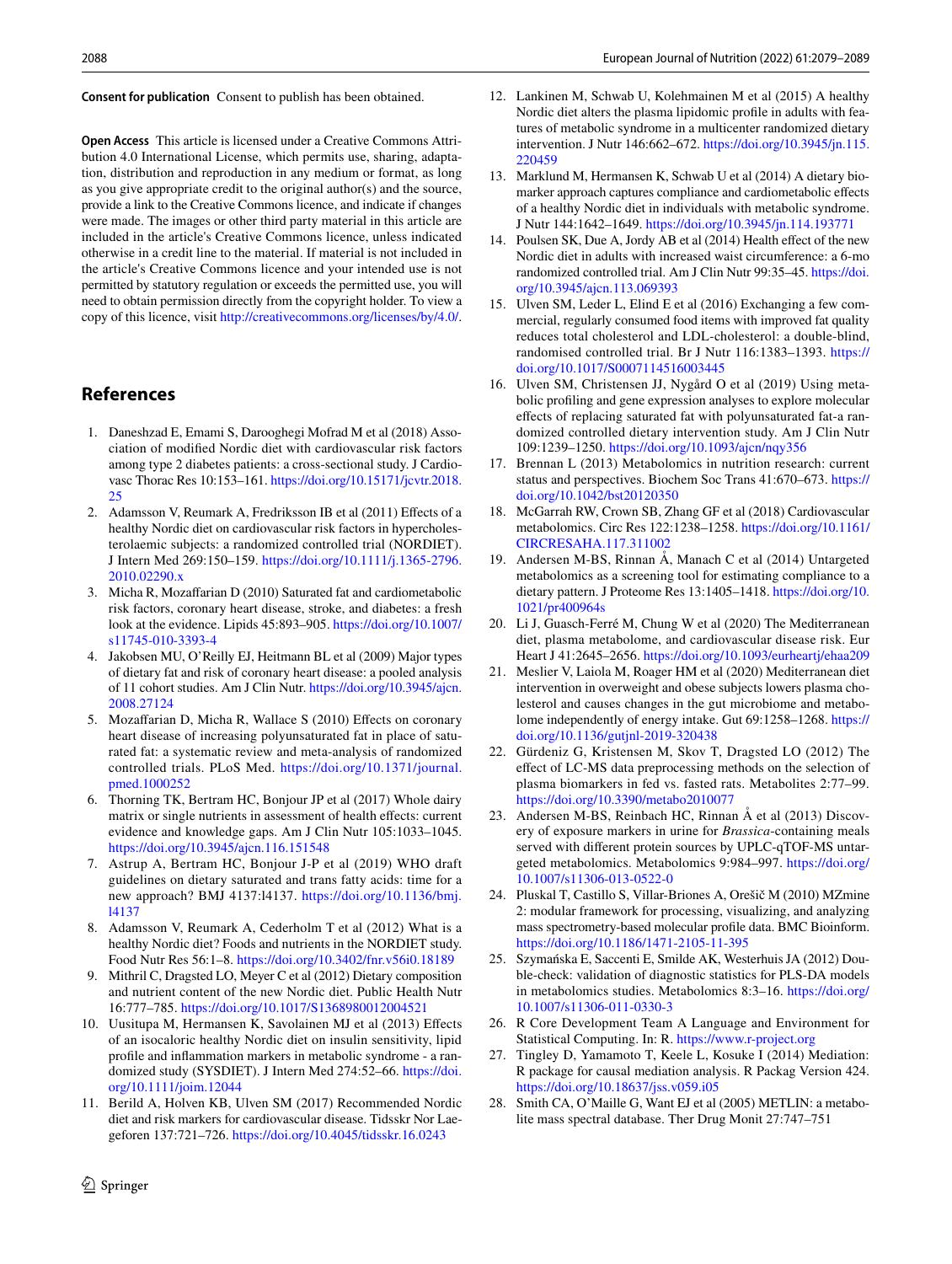**Consent for publication** Consent to publish has been obtained.

**Open Access** This article is licensed under a Creative Commons Attribution 4.0 International License, which permits use, sharing, adaptation, distribution and reproduction in any medium or format, as long as you give appropriate credit to the original author(s) and the source, provide a link to the Creative Commons licence, and indicate if changes were made. The images or other third party material in this article are included in the article's Creative Commons licence, unless indicated otherwise in a credit line to the material. If material is not included in the article's Creative Commons licence and your intended use is not permitted by statutory regulation or exceeds the permitted use, you will need to obtain permission directly from the copyright holder. To view a copy of this licence, visit http://creativecommons.org/licenses/by/4.0/.

## References

1. Daneshzad E, Emami S, Darooghegi Mofrad M et al (2018) Association of modified Nordic diet with cardiovascular risk factors among type 2 diabetes patients: a cross-sectional study. J Cardiovasc Thorac Res 10:153–161. https://doi.org/10.15171/jcvtr.2018.25
2. Adamsson V, Reumark A, Fredriksson IB et al (2011) Effects of a healthy Nordic diet on cardiovascular risk factors in hypercholesterolaemic subjects: a randomized controlled trial (NORDIET). J Intern Med 269:150–159. https://doi.org/10.1111/j.1365-2796.2010.02290.x
3. Micha R, Mozaffarian D (2010) Saturated fat and cardiometabolic risk factors, coronary heart disease, stroke, and diabetes: a fresh look at the evidence. Lipids 45:893–905. https://doi.org/10.1007/s11745-010-3393-4
4. Jakobsen MU, O'Reilly EJ, Heitmann BL et al (2009) Major types of dietary fat and risk of coronary heart disease: a pooled analysis of 11 cohort studies. Am J Clin Nutr. https://doi.org/10.3945/ajcn.2008.27124
5. Mozaffarian D, Micha R, Wallace S (2010) Effects on coronary heart disease of increasing polyunsaturated fat in place of saturated fat: a systematic review and meta-analysis of randomized controlled trials. PLoS Med. https://doi.org/10.1371/journal.pmed.1000252
6. Thorning TK, Bertram HC, Bonjour JP et al (2017) Whole dairy matrix or single nutrients in assessment of health effects: current evidence and knowledge gaps. Am J Clin Nutr 105:1033–1045. https://doi.org/10.3945/ajcn.116.151548
7. Astrup A, Bertram HC, Bonjour J-P et al (2019) WHO draft guidelines on dietary saturated and trans fatty acids: time for a new approach? BMJ 4137:l4137. https://doi.org/10.1136/bmj.l4137
8. Adamsson V, Reumark A, Cederholm T et al (2012) What is a healthy Nordic diet? Foods and nutrients in the NORDIET study. Food Nutr Res 56:1–8. https://doi.org/10.3402/fnr.v56i0.18189
9. Mithril C, Dragsted LO, Meyer C et al (2012) Dietary composition and nutrient content of the new Nordic diet. Public Health Nutr 16:777–785. https://doi.org/10.1017/S1368980012004521
10. Uusitupa M, Hermansen K, Savolainen MJ et al (2013) Effects of an isocaloric healthy Nordic diet on insulin sensitivity, lipid profile and inflammation markers in metabolic syndrome - a randomized study (SYSDIET). J Intern Med 274:52–66. https://doi.org/10.1111/joim.12044
11. Berild A, Holven KB, Ulven SM (2017) Recommended Nordic diet and risk markers for cardiovascular disease. Tidsskr Nor Laegeforen 137:721–726. https://doi.org/10.4045/tidsskr.16.0243
12. Lankinen M, Schwab U, Kolehmainen M et al (2015) A healthy Nordic diet alters the plasma lipidomic profile in adults with features of metabolic syndrome in a multicenter randomized dietary intervention. J Nutr 146:662–672. https://doi.org/10.3945/jn.115.220459
13. Marklund M, Hermansen K, Schwab U et al (2014) A dietary biomarker approach captures compliance and cardiometabolic effects of a healthy Nordic diet in individuals with metabolic syndrome. J Nutr 144:1642–1649. https://doi.org/10.3945/jn.114.193771
14. Poulsen SK, Due A, Jordy AB et al (2014) Health effect of the new Nordic diet in adults with increased waist circumference: a 6-mo randomized controlled trial. Am J Clin Nutr 99:35–45. https://doi.org/10.3945/ajcn.113.069393
15. Ulven SM, Leder L, Elind E et al (2016) Exchanging a few commercial, regularly consumed food items with improved fat quality reduces total cholesterol and LDL-cholesterol: a double-blind, randomised controlled trial. Br J Nutr 116:1383–1393. https://doi.org/10.1017/S0007114516003445
16. Ulven SM, Christensen JJ, Nygård O et al (2019) Using metabolic profiling and gene expression analyses to explore molecular effects of replacing saturated fat with polyunsaturated fat-a randomized controlled dietary intervention study. Am J Clin Nutr 109:1239–1250. https://doi.org/10.1093/ajcn/nqy356
17. Brennan L (2013) Metabolomics in nutrition research: current status and perspectives. Biochem Soc Trans 41:670–673. https://doi.org/10.1042/bst20120350
18. McGarrah RW, Crown SB, Zhang GF et al (2018) Cardiovascular metabolomics. Circ Res 122:1238–1258. https://doi.org/10.1161/CIRCRESAHA.117.311002
19. Andersen M-BS, Rinnan Å, Manach C et al (2014) Untargeted metabolomics as a screening tool for estimating compliance to a dietary pattern. J Proteome Res 13:1405–1418. https://doi.org/10.1021/pr400964s
20. Li J, Guasch-Ferré M, Chung W et al (2020) The Mediterranean diet, plasma metabolome, and cardiovascular disease risk. Eur Heart J 41:2645–2656. https://doi.org/10.1093/eurheartj/ehaa209
21. Meslier V, Laiola M, Roager HM et al (2020) Mediterranean diet intervention in overweight and obese subjects lowers plasma cholesterol and causes changes in the gut microbiome and metabolome independently of energy intake. Gut 69:1258–1268. https://doi.org/10.1136/gutjnl-2019-320438
22. Gürdeniz G, Kristensen M, Skov T, Dragsted LO (2012) The effect of LC-MS data preprocessing methods on the selection of plasma biomarkers in fed vs. fasted rats. Metabolites 2:77–99. https://doi.org/10.3390/metabo2010077
23. Andersen M-BS, Reinbach HC, Rinnan Å et al (2013) Discovery of exposure markers in urine for *Brassica*-containing meals served with different protein sources by UPLC-qTOF-MS untargeted metabolomics. Metabolomics 9:984–997. https://doi.org/10.1007/s11306-013-0522-0
24. Pluskal T, Castillo S, Villar-Briones A, Orešič M (2010) MZmine 2: modular framework for processing, visualizing, and analyzing mass spectrometry-based molecular profile data. BMC Bioinform. https://doi.org/10.1186/1471-2105-11-395
25. Szymańska E, Saccenti E, Smilde AK, Westerhuis JA (2012) Double-check: validation of diagnostic statistics for PLS-DA models in metabolomics studies. Metabolomics 8:3–16. https://doi.org/10.1007/s11306-011-0330-3
26. R Core Development Team A Language and Environment for Statistical Computing. In: R. https://www.r-project.org
27. Tingley D, Yamamoto T, Keele L, Kosuke I (2014) Mediation: R package for causal mediation analysis. R Packag Version 424. https://doi.org/10.18637/jss.v059.i05
28. Smith CA, O'Maille G, Want EJ et al (2005) METLIN: a metabolite mass spectral database. Ther Drug Monit 27:747–751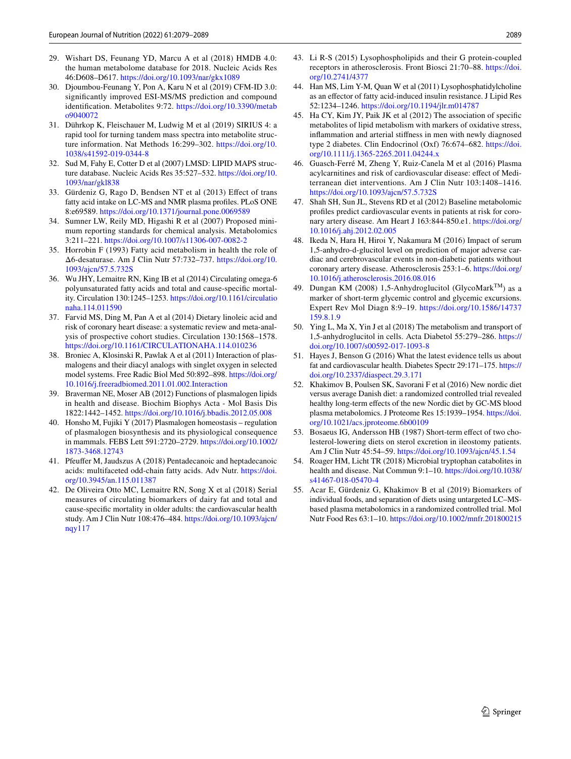29. Wishart DS, Feunang YD, Marcu A et al (2018) HMDB 4.0: the human metabolome database for 2018. Nucleic Acids Res 46:D608–D617. https://doi.org/10.1093/nar/gkx1089
30. Djoumbou-Feunang Y, Pon A, Karu N et al (2019) CFM-ID 3.0: significantly improved ESI-MS/MS prediction and compound identification. Metabolites 9:72. https://doi.org/10.3390/metabo9040072
31. Dührkop K, Fleischauer M, Ludwig M et al (2019) SIRIUS 4: a rapid tool for turning tandem mass spectra into metabolite structure information. Nat Methods 16:299–302. https://doi.org/10.1038/s41592-019-0344-8
32. Sud M, Fahy E, Cotter D et al (2007) LMSD: LIPID MAPS structure database. Nucleic Acids Res 35:527–532. https://doi.org/10.1093/nar/gkl838
33. Gürdeniz G, Rago D, Bendsen NT et al (2013) Effect of trans fatty acid intake on LC-MS and NMR plasma profiles. PLoS ONE 8:e69589. https://doi.org/10.1371/journal.pone.0069589
34. Sumner LW, Reily MD, Higashi R et al (2007) Proposed minimum reporting standards for chemical analysis. Metabolomics 3:211–221. https://doi.org/10.1007/s11306-007-0082-2
35. Horrobin F (1993) Fatty acid metabolism in health the role of Δ6-desaturase. Am J Clin Nutr 57:732–737. https://doi.org/10.1093/ajcn/57.5.732S
36. Wu JHY, Lemaitre RN, King IB et al (2014) Circulating omega-6 polyunsaturated fatty acids and total and cause-specific mortality. Circulation 130:1245–1253. https://doi.org/10.1161/circulationaha.114.011590
37. Farvid MS, Ding M, Pan A et al (2014) Dietary linoleic acid and risk of coronary heart disease: a systematic review and meta-analysis of prospective cohort studies. Circulation 130:1568–1578. https://doi.org/10.1161/CIRCULATIONAHA.114.010236
38. Broniec A, Klosinski R, Pawlak A et al (2011) Interaction of plasmalogens and their diacyl analogs with singlet oxygen in selected model systems. Free Radic Biol Med 50:892–898. https://doi.org/10.1016/j.freeradbiomed.2011.01.002.Interaction
39. Braverman NE, Moser AB (2012) Functions of plasmalogen lipids in health and disease. Biochim Biophys Acta - Mol Basis Dis 1822:1442–1452. https://doi.org/10.1016/j.bbadis.2012.05.008
40. Honsho M, Fujiki Y (2017) Plasmalogen homeostasis – regulation of plasmalogen biosynthesis and its physiological consequence in mammals. FEBS Lett 591:2720–2729. https://doi.org/10.1002/1873-3468.12743
41. Pfeuffer M, Jaudszus A (2018) Pentadecanoic and heptadecanoic acids: multifaceted odd-chain fatty acids. Adv Nutr. https://doi.org/10.3945/an.115.011387
42. De Oliveira Otto MC, Lemaitre RN, Song X et al (2018) Serial measures of circulating biomarkers of dairy fat and total and cause-specific mortality in older adults: the cardiovascular health study. Am J Clin Nutr 108:476–484. https://doi.org/10.1093/ajcn/nqy117
43. Li R-S (2015) Lysophospholipids and their G protein-coupled receptors in atherosclerosis. Front Biosci 21:70–88. https://doi.org/10.2741/4377
44. Han MS, Lim Y-M, Quan W et al (2011) Lysophosphatidylcholine as an effector of fatty acid-induced insulin resistance. J Lipid Res 52:1234–1246. https://doi.org/10.1194/jlr.m014787
45. Ha CY, Kim JY, Paik JK et al (2012) The association of specific metabolites of lipid metabolism with markers of oxidative stress, inflammation and arterial stiffness in men with newly diagnosed type 2 diabetes. Clin Endocrinol (Oxf) 76:674–682. https://doi.org/10.1111/j.1365-2265.2011.04244.x
46. Guasch-Ferré M, Zheng Y, Ruiz-Canela M et al (2016) Plasma acylcarnitines and risk of cardiovascular disease: effect of Mediterranean diet interventions. Am J Clin Nutr 103:1408–1416. https://doi.org/10.1093/ajcn/57.5.732S
47. Shah SH, Sun JL, Stevens RD et al (2012) Baseline metabolomic profiles predict cardiovascular events in patients at risk for coronary artery disease. Am Heart J 163:844-850.e1. https://doi.org/10.1016/j.ahj.2012.02.005
48. Ikeda N, Hara H, Hiroi Y, Nakamura M (2016) Impact of serum 1,5-anhydro-d-glucitol level on prediction of major adverse cardiac and cerebrovascular events in non-diabetic patients without coronary artery disease. Atherosclerosis 253:1–6. https://doi.org/10.1016/j.atherosclerosis.2016.08.016
49. Dungan KM (2008) 1,5-Anhydroglucitol (GlycoMark$^{TM}$) as a marker of short-term glycemic control and glycemic excursions. Expert Rev Mol Diagn 8:9–19. https://doi.org/10.1586/14737159.8.1.9
50. Ying L, Ma X, Yin J et al (2018) The metabolism and transport of 1,5-anhydroglucitol in cells. Acta Diabetol 55:279–286. https://doi.org/10.1007/s00592-017-1093-8
51. Hayes J, Benson G (2016) What the latest evidence tells us about fat and cardiovascular health. Diabetes Spectr 29:171–175. https://doi.org/10.2337/diaspect.29.3.171
52. Khakimov B, Poulsen SK, Savorani F et al (2016) New nordic diet versus average Danish diet: a randomized controlled trial revealed healthy long-term effects of the new Nordic diet by GC-MS blood plasma metabolomics. J Proteome Res 15:1939–1954. https://doi.org/10.1021/acs.jproteome.6b00109
53. Bosaeus IG, Andersson HB (1987) Short-term effect of two cholesterol-lowering diets on sterol excretion in ileostomy patients. Am J Clin Nutr 45:54–59. https://doi.org/10.1093/ajcn/45.1.54
54. Roager HM, Licht TR (2018) Microbial tryptophan catabolites in health and disease. Nat Commun 9:1–10. https://doi.org/10.1038/s41467-018-05470-4
55. Acar E, Gürdeniz G, Khakimov B et al (2019) Biomarkers of individual foods, and separation of diets using untargeted LC–MS-based plasma metabolomics in a randomized controlled trial. Mol Nutr Food Res 63:1–10. https://doi.org/10.1002/mnfr.201800215